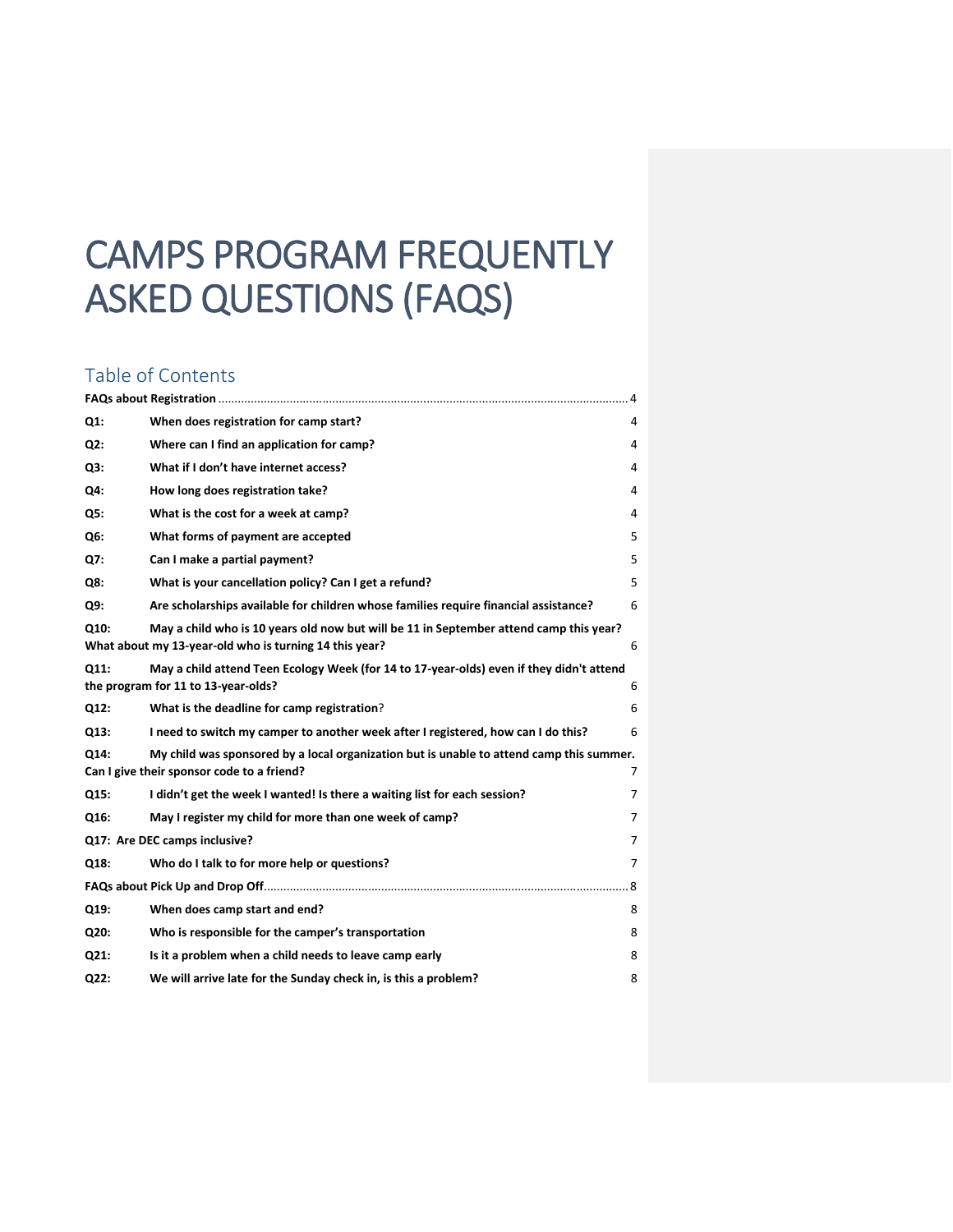# CAMPS PROGRAM FREQUENTLY ASKED QUESTIONS (FAQS)

## Table of Contents

**FAQs about Registration** .......... 4

| | | |
|---|---|---|
| **Q1:** | **When does registration for camp start?** | 4 |
| **Q2:** | **Where can I find an application for camp?** | 4 |
| **Q3:** | **What if I don't have internet access?** | 4 |
| **Q4:** | **How long does registration take?** | 4 |
| **Q5:** | **What is the cost for a week at camp?** | 4 |
| **Q6:** | **What forms of payment are accepted** | 5 |
| **Q7:** | **Can I make a partial payment?** | 5 |
| **Q8:** | **What is your cancellation policy? Can I get a refund?** | 5 |
| **Q9:** | **Are scholarships available for children whose families require financial assistance?** | 6 |
| **Q10:** | **May a child who is 10 years old now but will be 11 in September attend camp this year? What about my 13-year-old who is turning 14 this year?** | 6 |
| **Q11:** | **May a child attend Teen Ecology Week (for 14 to 17-year-olds) even if they didn't attend the program for 11 to 13-year-olds?** | 6 |
| **Q12:** | **What is the deadline for camp registration?** | 6 |
| **Q13:** | **I need to switch my camper to another week after I registered, how can I do this?** | 6 |
| **Q14:** | **My child was sponsored by a local organization but is unable to attend camp this summer. Can I give their sponsor code to a friend?** | 7 |
| **Q15:** | **I didn't get the week I wanted! Is there a waiting list for each session?** | 7 |
| **Q16:** | **May I register my child for more than one week of camp?** | 7 |
| **Q17:** | **Are DEC camps inclusive?** | 7 |
| **Q18:** | **Who do I talk to for more help or questions?** | 7 |

**FAQs about Pick Up and Drop Off** .......... 8

| | | |
|---|---|---|
| **Q19:** | **When does camp start and end?** | 8 |
| **Q20:** | **Who is responsible for the camper's transportation** | 8 |
| **Q21:** | **Is it a problem when a child needs to leave camp early** | 8 |
| **Q22:** | **We will arrive late for the Sunday check in, is this a problem?** | 8 |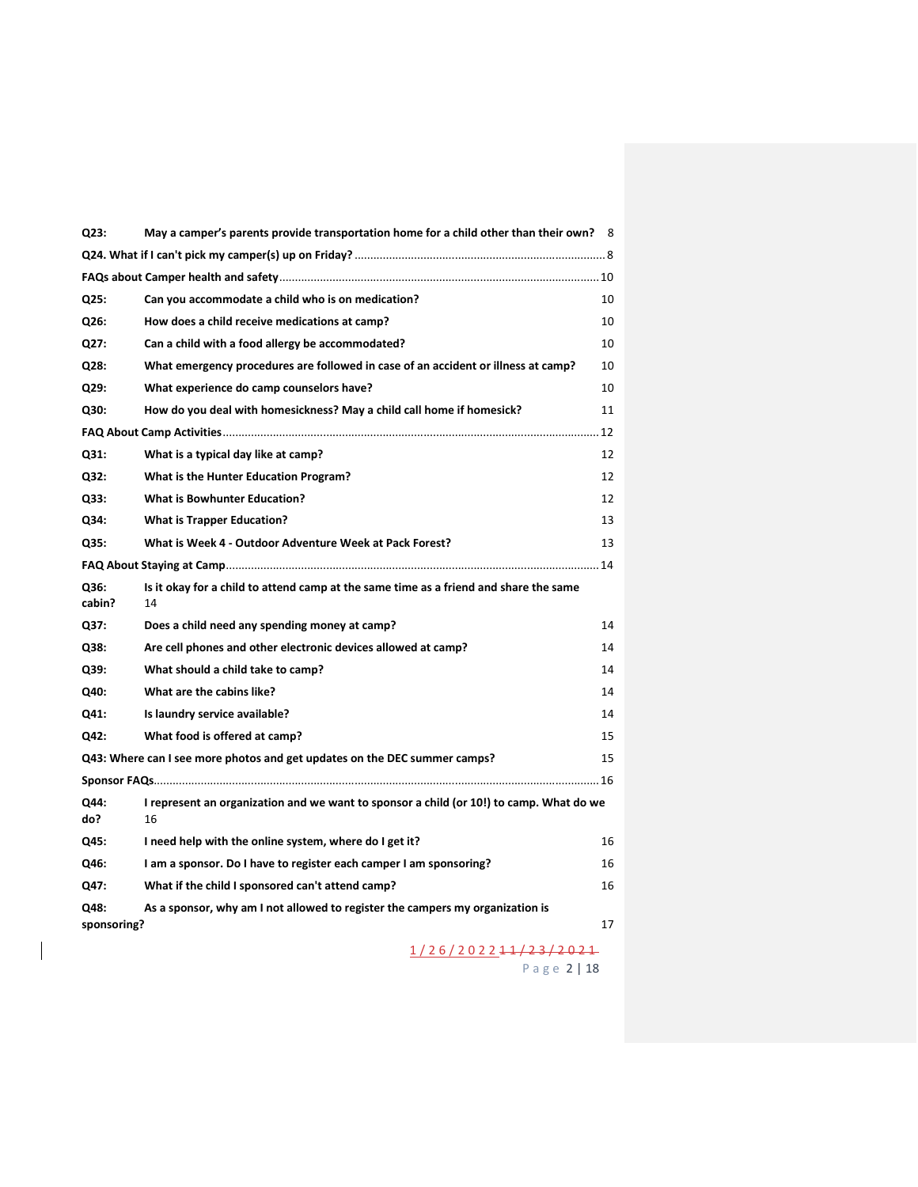| | | |
|---|---|---|
| **Q23:** | **May a camper's parents provide transportation home for a child other than their own?** | 8 |
| **Q24. What if I can't pick my camper(s) up on Friday?** | | 8 |
| **FAQs about Camper health and safety** | | 10 |
| **Q25:** | **Can you accommodate a child who is on medication?** | 10 |
| **Q26:** | **How does a child receive medications at camp?** | 10 |
| **Q27:** | **Can a child with a food allergy be accommodated?** | 10 |
| **Q28:** | **What emergency procedures are followed in case of an accident or illness at camp?** | 10 |
| **Q29:** | **What experience do camp counselors have?** | 10 |
| **Q30:** | **How do you deal with homesickness? May a child call home if homesick?** | 11 |
| **FAQ About Camp Activities** | | 12 |
| **Q31:** | **What is a typical day like at camp?** | 12 |
| **Q32:** | **What is the Hunter Education Program?** | 12 |
| **Q33:** | **What is Bowhunter Education?** | 12 |
| **Q34:** | **What is Trapper Education?** | 13 |
| **Q35:** | **What is Week 4 - Outdoor Adventure Week at Pack Forest?** | 13 |
| **FAQ About Staying at Camp** | | 14 |
| **Q36:** | **Is it okay for a child to attend camp at the same time as a friend and share the same cabin?** | 14 |
| **Q37:** | **Does a child need any spending money at camp?** | 14 |
| **Q38:** | **Are cell phones and other electronic devices allowed at camp?** | 14 |
| **Q39:** | **What should a child take to camp?** | 14 |
| **Q40:** | **What are the cabins like?** | 14 |
| **Q41:** | **Is laundry service available?** | 14 |
| **Q42:** | **What food is offered at camp?** | 15 |
| **Q43: Where can I see more photos and get updates on the DEC summer camps?** | | 15 |
| **Sponsor FAQs** | | 16 |
| **Q44:** | **I represent an organization and we want to sponsor a child (or 10!) to camp. What do we do?** | 16 |
| **Q45:** | **I need help with the online system, where do I get it?** | 16 |
| **Q46:** | **I am a sponsor. Do I have to register each camper I am sponsoring?** | 16 |
| **Q47:** | **What if the child I sponsored can't attend camp?** | 16 |
| **Q48:** | **As a sponsor, why am I not allowed to register the campers my organization is sponsoring?** | 17 |

1/26/2022 ~~11/23/2021~~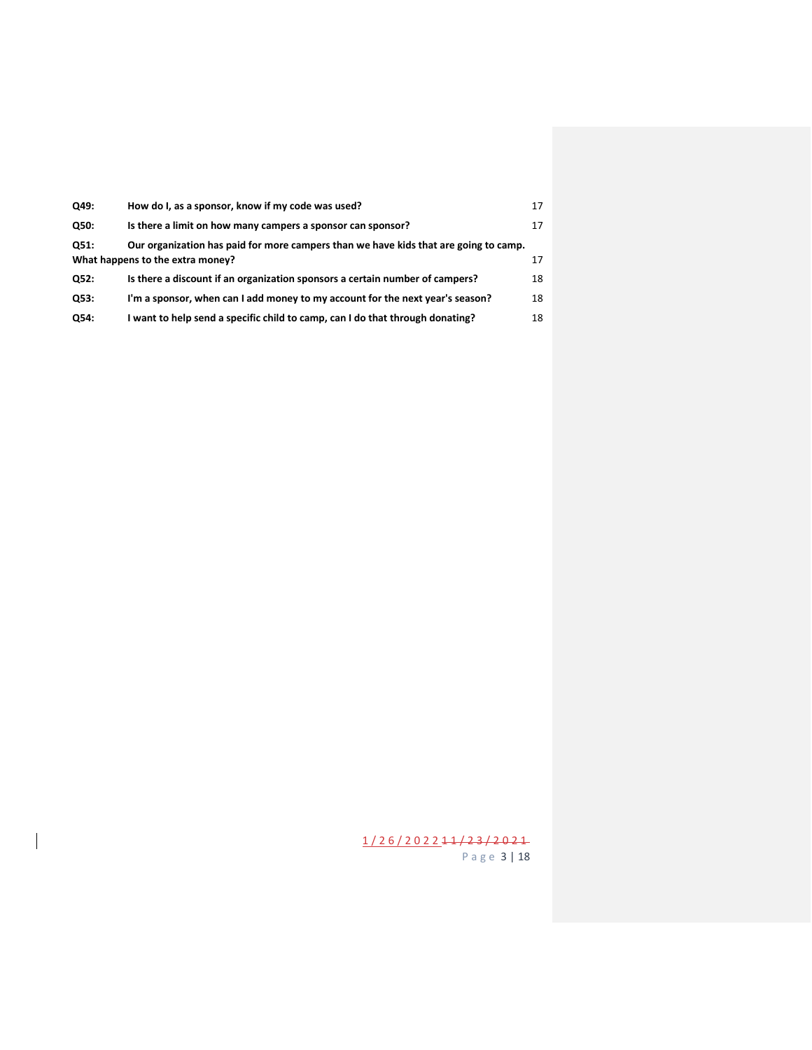| | | |
|---|---|---|
| **Q49:** | **How do I, as a sponsor, know if my code was used?** | 17 |
| **Q50:** | **Is there a limit on how many campers a sponsor can sponsor?** | 17 |
| **Q51:** | **Our organization has paid for more campers than we have kids that are going to camp. What happens to the extra money?** | 17 |
| **Q52:** | **Is there a discount if an organization sponsors a certain number of campers?** | 18 |
| **Q53:** | **I'm a sponsor, when can I add money to my account for the next year's season?** | 18 |
| **Q54:** | **I want to help send a specific child to camp, can I do that through donating?** | 18 |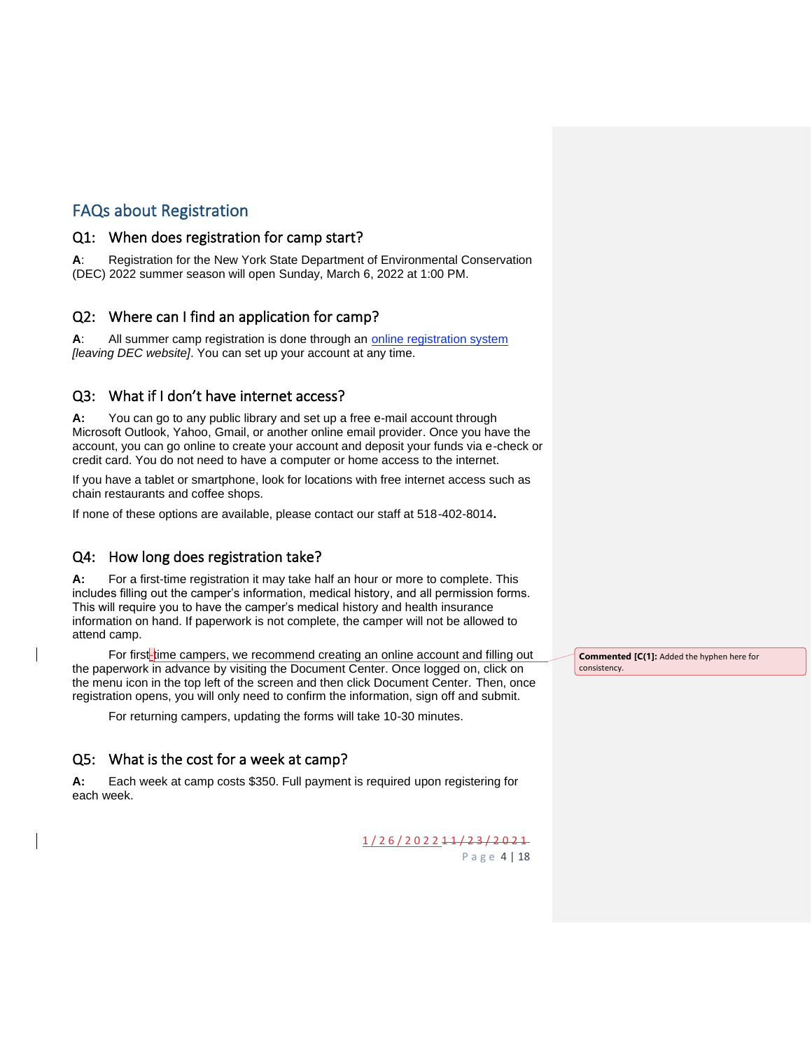## FAQs about Registration

### Q1: When does registration for camp start?

**A**: Registration for the New York State Department of Environmental Conservation (DEC) 2022 summer season will open Sunday, March 6, 2022 at 1:00 PM.

### Q2: Where can I find an application for camp?

**A**: All summer camp registration is done through an online registration system *[leaving DEC website]*. You can set up your account at any time.

### Q3: What if I don't have internet access?

**A:** You can go to any public library and set up a free e-mail account through Microsoft Outlook, Yahoo, Gmail, or another online email provider. Once you have the account, you can go online to create your account and deposit your funds via e-check or credit card. You do not need to have a computer or home access to the internet.

If you have a tablet or smartphone, look for locations with free internet access such as chain restaurants and coffee shops.

If none of these options are available, please contact our staff at 518-402-8014**.**

### Q4: How long does registration take?

**A:** For a first-time registration it may take half an hour or more to complete. This includes filling out the camper's information, medical history, and all permission forms. This will require you to have the camper's medical history and health insurance information on hand. If paperwork is not complete, the camper will not be allowed to attend camp.

For first-time campers, we recommend creating an online account and filling out the paperwork in advance by visiting the Document Center. Once logged on, click on the menu icon in the top left of the screen and then click Document Center. Then, once registration opens, you will only need to confirm the information, sign off and submit.

For returning campers, updating the forms will take 10-30 minutes.

### Q5: What is the cost for a week at camp?

**A:** Each week at camp costs $350. Full payment is required upon registering for each week.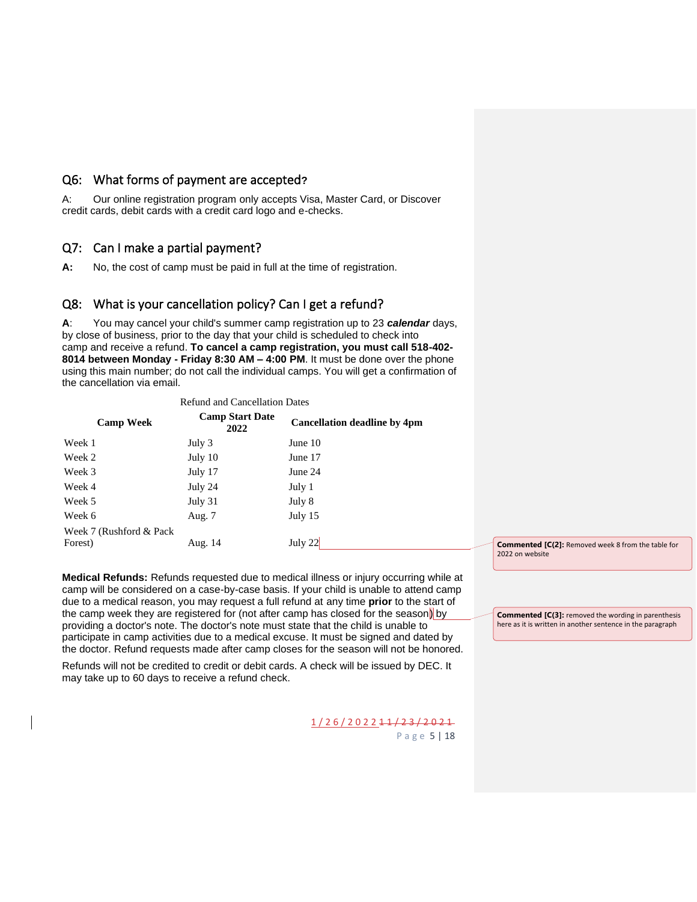## Q6: What forms of payment are accepted?

A: Our online registration program only accepts Visa, Master Card, or Discover credit cards, debit cards with a credit card logo and e-checks.

## Q7: Can I make a partial payment?

**A:** No, the cost of camp must be paid in full at the time of registration.

## Q8: What is your cancellation policy? Can I get a refund?

**A**: You may cancel your child's summer camp registration up to 23 ***calendar*** days, by close of business, prior to the day that your child is scheduled to check into camp and receive a refund. **To cancel a camp registration, you must call 518-402-8014 between Monday - Friday 8:30 AM – 4:00 PM**. It must be done over the phone using this main number; do not call the individual camps. You will get a confirmation of the cancellation via email.

Refund and Cancellation Dates

| Camp Week | Camp Start Date 2022 | Cancellation deadline by 4pm |
|---|---|---|
| Week 1 | July 3 | June 10 |
| Week 2 | July 10 | June 17 |
| Week 3 | July 17 | June 24 |
| Week 4 | July 24 | July 1 |
| Week 5 | July 31 | July 8 |
| Week 6 | Aug. 7 | July 15 |
| Week 7 (Rushford & Pack Forest) | Aug. 14 | July 22 |

**Commented [C(2]:** Removed week 8 from the table for 2022 on website

**Medical Refunds:** Refunds requested due to medical illness or injury occurring while at camp will be considered on a case-by-case basis. If your child is unable to attend camp due to a medical reason, you may request a full refund at any time **prior** to the start of the camp week they are registered for (not after camp has closed for the season) by providing a doctor's note. The doctor's note must state that the child is unable to participate in camp activities due to a medical excuse. It must be signed and dated by the doctor. Refund requests made after camp closes for the season will not be honored.

**Commented [C(3]:** removed the wording in parenthesis here as it is written in another sentence in the paragraph

Refunds will not be credited to credit or debit cards. A check will be issued by DEC. It may take up to 60 days to receive a refund check.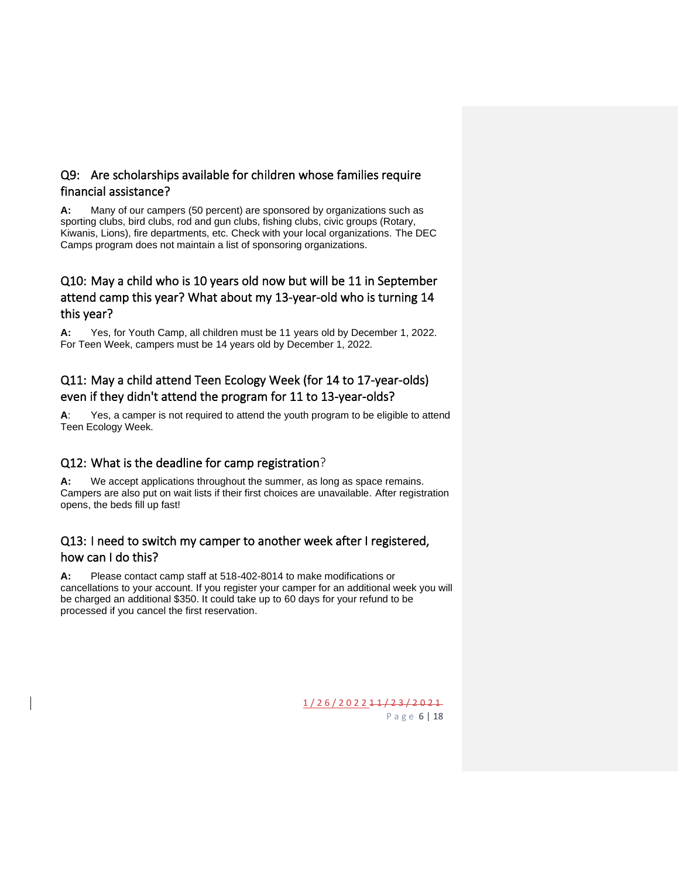## Q9: Are scholarships available for children whose families require financial assistance?

**A:** Many of our campers (50 percent) are sponsored by organizations such as sporting clubs, bird clubs, rod and gun clubs, fishing clubs, civic groups (Rotary, Kiwanis, Lions), fire departments, etc. Check with your local organizations. The DEC Camps program does not maintain a list of sponsoring organizations.

## Q10: May a child who is 10 years old now but will be 11 in September attend camp this year? What about my 13-year-old who is turning 14 this year?

**A:** Yes, for Youth Camp, all children must be 11 years old by December 1, 2022. For Teen Week, campers must be 14 years old by December 1, 2022.

## Q11: May a child attend Teen Ecology Week (for 14 to 17-year-olds) even if they didn't attend the program for 11 to 13-year-olds?

**A**: Yes, a camper is not required to attend the youth program to be eligible to attend Teen Ecology Week.

## Q12: What is the deadline for camp registration?

**A:** We accept applications throughout the summer, as long as space remains. Campers are also put on wait lists if their first choices are unavailable. After registration opens, the beds fill up fast!

## Q13: I need to switch my camper to another week after I registered, how can I do this?

**A:** Please contact camp staff at 518-402-8014 to make modifications or cancellations to your account. If you register your camper for an additional week you will be charged an additional $350. It could take up to 60 days for your refund to be processed if you cancel the first reservation.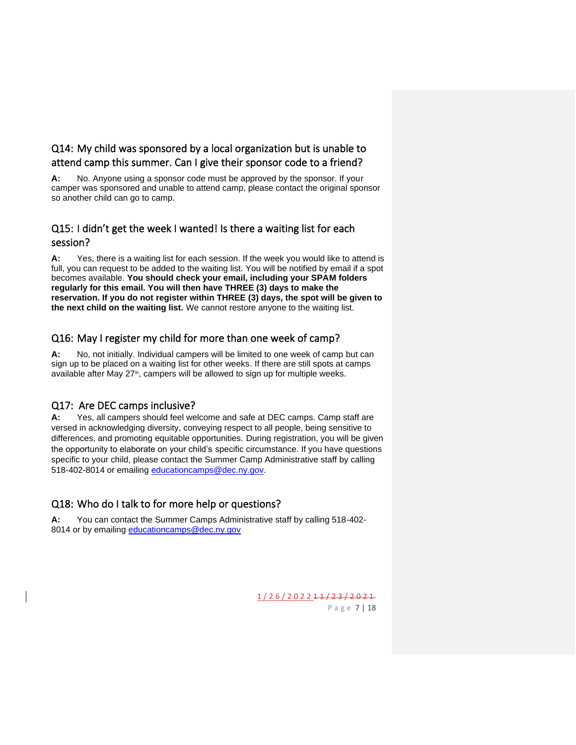## Q14: My child was sponsored by a local organization but is unable to attend camp this summer. Can I give their sponsor code to a friend?

**A:** No. Anyone using a sponsor code must be approved by the sponsor. If your camper was sponsored and unable to attend camp, please contact the original sponsor so another child can go to camp.

## Q15: I didn't get the week I wanted! Is there a waiting list for each session?

**A:** Yes, there is a waiting list for each session. If the week you would like to attend is full, you can request to be added to the waiting list. You will be notified by email if a spot becomes available. **You should check your email, including your SPAM folders regularly for this email. You will then have THREE (3) days to make the reservation. If you do not register within THREE (3) days, the spot will be given to the next child on the waiting list.** We cannot restore anyone to the waiting list.

## Q16: May I register my child for more than one week of camp?

**A:** No, not initially. Individual campers will be limited to one week of camp but can sign up to be placed on a waiting list for other weeks. If there are still spots at camps available after May 27th, campers will be allowed to sign up for multiple weeks.

## Q17: Are DEC camps inclusive?

**A:** Yes, all campers should feel welcome and safe at DEC camps. Camp staff are versed in acknowledging diversity, conveying respect to all people, being sensitive to differences, and promoting equitable opportunities. During registration, you will be given the opportunity to elaborate on your child's specific circumstance. If you have questions specific to your child, please contact the Summer Camp Administrative staff by calling 518-402-8014 or emailing [educationcamps@dec.ny.gov](mailto:educationcamps@dec.ny.gov).

## Q18: Who do I talk to for more help or questions?

**A:** You can contact the Summer Camps Administrative staff by calling 518-402-8014 or by emailing [educationcamps@dec.ny.gov](mailto:educationcamps@dec.ny.gov)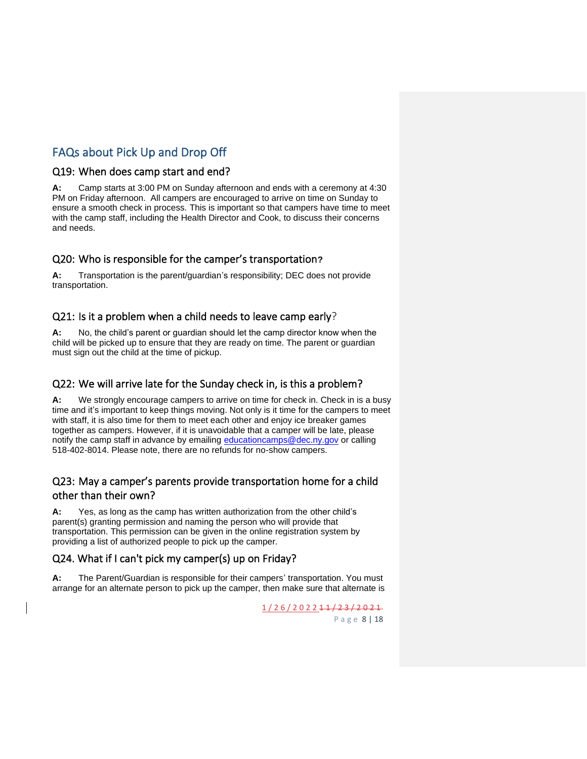## FAQs about Pick Up and Drop Off

### Q19: When does camp start and end?

**A:** Camp starts at 3:00 PM on Sunday afternoon and ends with a ceremony at 4:30 PM on Friday afternoon. All campers are encouraged to arrive on time on Sunday to ensure a smooth check in process. This is important so that campers have time to meet with the camp staff, including the Health Director and Cook, to discuss their concerns and needs.

### Q20: Who is responsible for the camper's transportation?

**A:** Transportation is the parent/guardian's responsibility; DEC does not provide transportation.

### Q21: Is it a problem when a child needs to leave camp early?

**A:** No, the child's parent or guardian should let the camp director know when the child will be picked up to ensure that they are ready on time. The parent or guardian must sign out the child at the time of pickup.

### Q22: We will arrive late for the Sunday check in, is this a problem?

**A:** We strongly encourage campers to arrive on time for check in. Check in is a busy time and it's important to keep things moving. Not only is it time for the campers to meet with staff, it is also time for them to meet each other and enjoy ice breaker games together as campers. However, if it is unavoidable that a camper will be late, please notify the camp staff in advance by emailing [educationcamps@dec.ny.gov](mailto:educationcamps@dec.ny.gov) or calling 518-402-8014. Please note, there are no refunds for no-show campers.

### Q23: May a camper's parents provide transportation home for a child other than their own?

**A:** Yes, as long as the camp has written authorization from the other child's parent(s) granting permission and naming the person who will provide that transportation. This permission can be given in the online registration system by providing a list of authorized people to pick up the camper.

### Q24. What if I can't pick my camper(s) up on Friday?

**A:** The Parent/Guardian is responsible for their campers' transportation. You must arrange for an alternate person to pick up the camper, then make sure that alternate is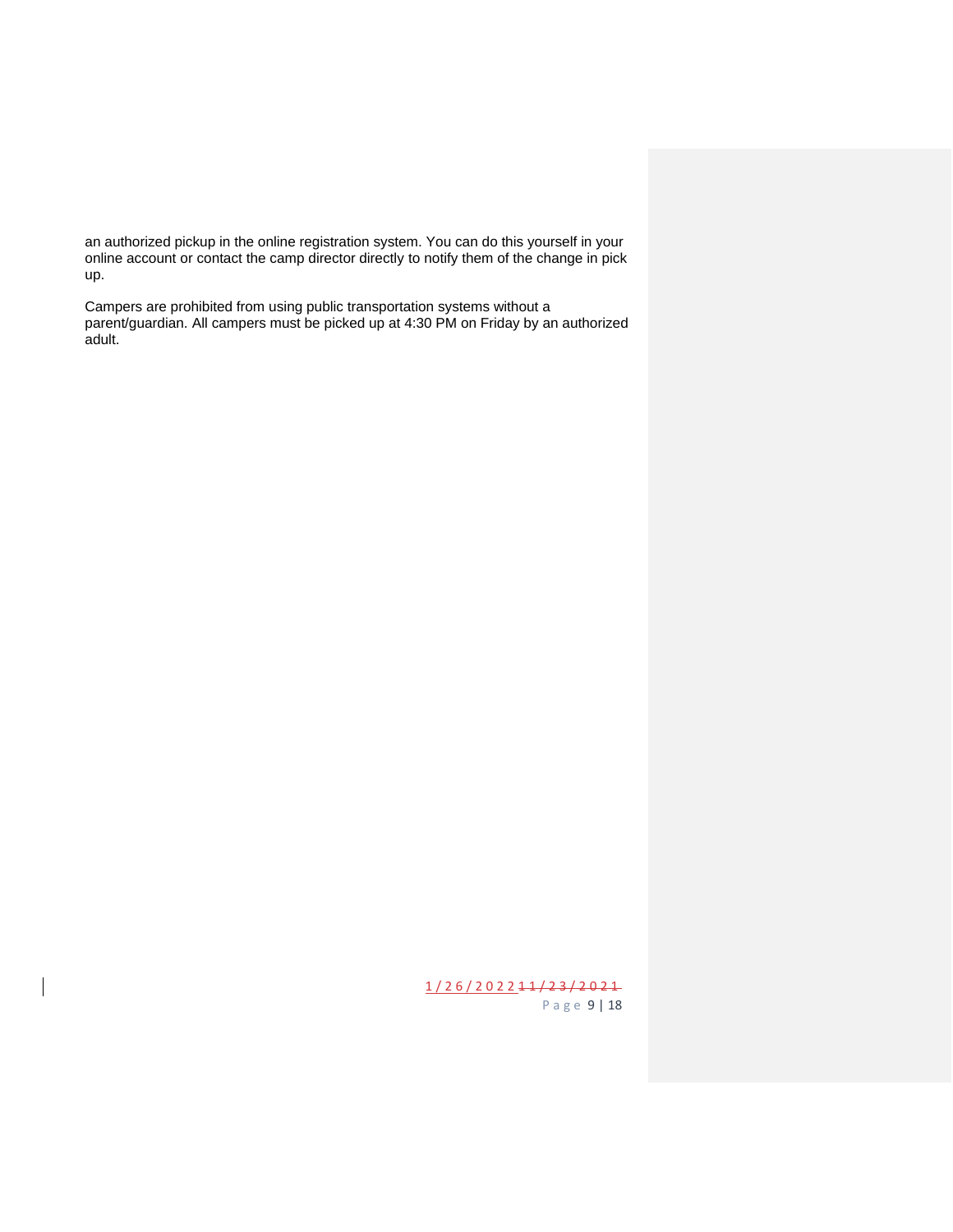an authorized pickup in the online registration system. You can do this yourself in your online account or contact the camp director directly to notify them of the change in pick up.

Campers are prohibited from using public transportation systems without a parent/guardian. All campers must be picked up at 4:30 PM on Friday by an authorized adult.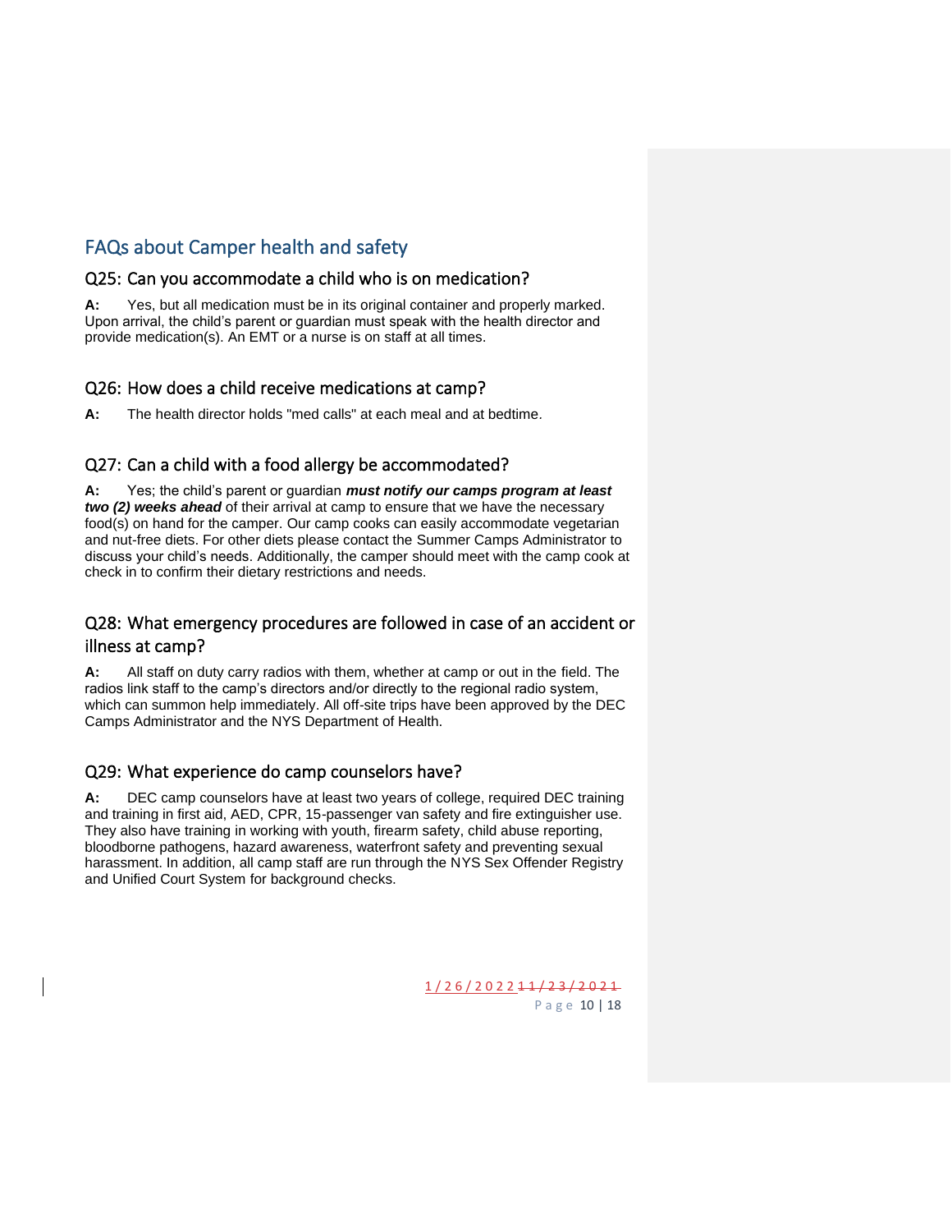## FAQs about Camper health and safety

### Q25: Can you accommodate a child who is on medication?

**A:** Yes, but all medication must be in its original container and properly marked. Upon arrival, the child's parent or guardian must speak with the health director and provide medication(s). An EMT or a nurse is on staff at all times.

### Q26: How does a child receive medications at camp?

**A:** The health director holds "med calls" at each meal and at bedtime.

### Q27: Can a child with a food allergy be accommodated?

**A:** Yes; the child's parent or guardian ***must notify our camps program at least two (2) weeks ahead*** of their arrival at camp to ensure that we have the necessary food(s) on hand for the camper. Our camp cooks can easily accommodate vegetarian and nut-free diets. For other diets please contact the Summer Camps Administrator to discuss your child's needs. Additionally, the camper should meet with the camp cook at check in to confirm their dietary restrictions and needs.

### Q28: What emergency procedures are followed in case of an accident or illness at camp?

**A:** All staff on duty carry radios with them, whether at camp or out in the field. The radios link staff to the camp's directors and/or directly to the regional radio system, which can summon help immediately. All off-site trips have been approved by the DEC Camps Administrator and the NYS Department of Health.

### Q29: What experience do camp counselors have?

**A:** DEC camp counselors have at least two years of college, required DEC training and training in first aid, AED, CPR, 15-passenger van safety and fire extinguisher use. They also have training in working with youth, firearm safety, child abuse reporting, bloodborne pathogens, hazard awareness, waterfront safety and preventing sexual harassment. In addition, all camp staff are run through the NYS Sex Offender Registry and Unified Court System for background checks.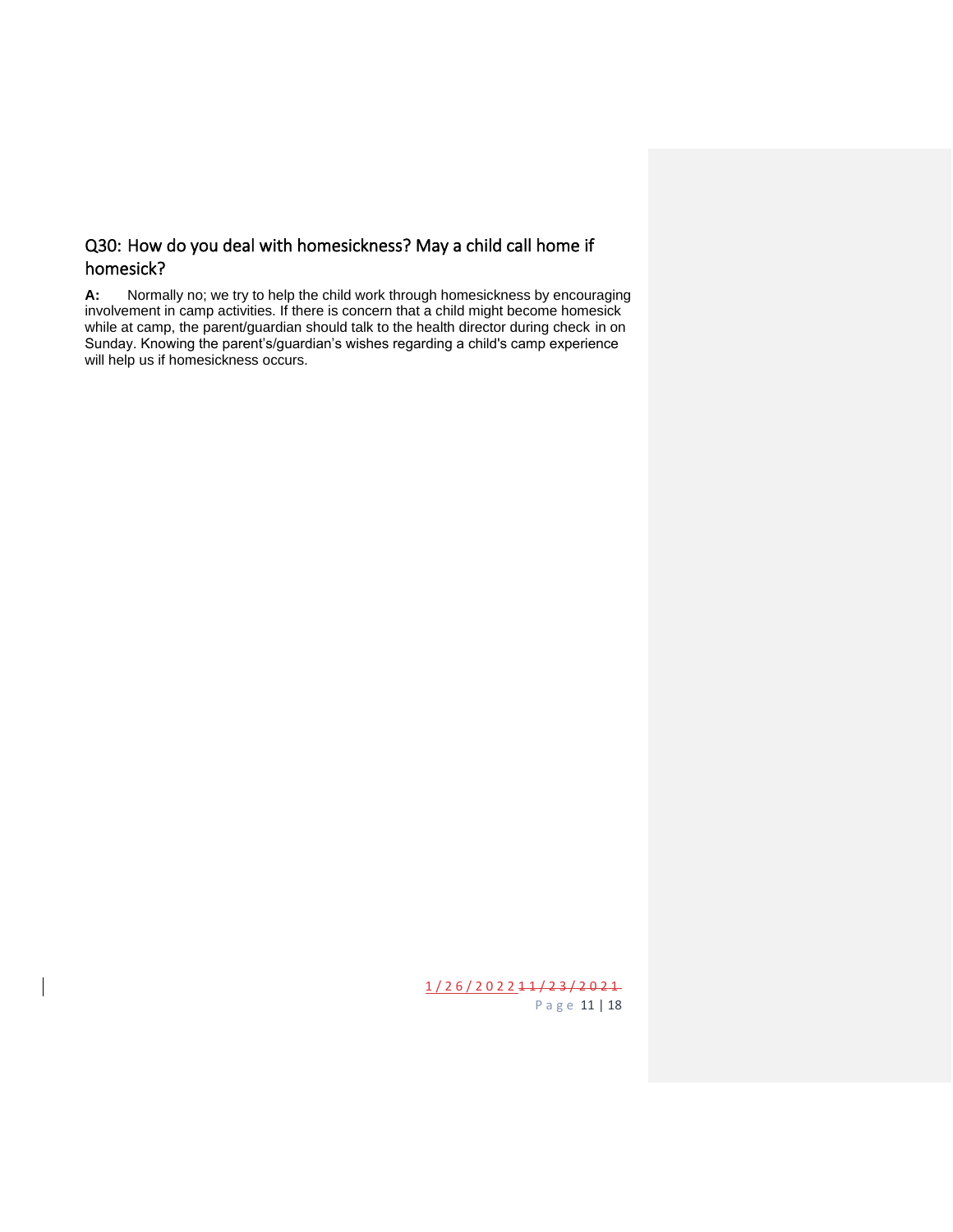## Q30: How do you deal with homesickness? May a child call home if homesick?

**A:** Normally no; we try to help the child work through homesickness by encouraging involvement in camp activities. If there is concern that a child might become homesick while at camp, the parent/guardian should talk to the health director during check in on Sunday. Knowing the parent's/guardian's wishes regarding a child's camp experience will help us if homesickness occurs.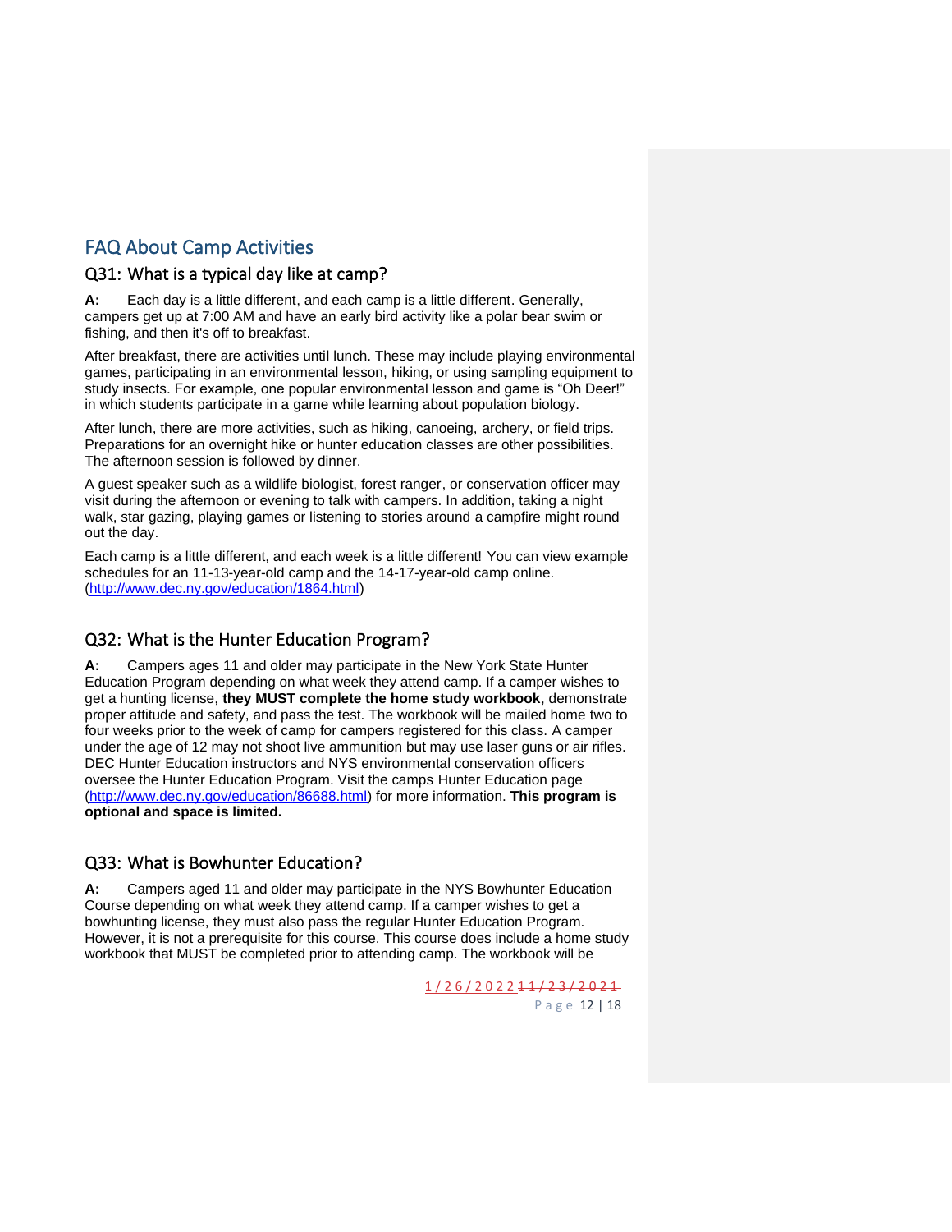## FAQ About Camp Activities

### Q31: What is a typical day like at camp?

**A:** Each day is a little different, and each camp is a little different. Generally, campers get up at 7:00 AM and have an early bird activity like a polar bear swim or fishing, and then it's off to breakfast.

After breakfast, there are activities until lunch. These may include playing environmental games, participating in an environmental lesson, hiking, or using sampling equipment to study insects. For example, one popular environmental lesson and game is "Oh Deer!" in which students participate in a game while learning about population biology.

After lunch, there are more activities, such as hiking, canoeing, archery, or field trips. Preparations for an overnight hike or hunter education classes are other possibilities. The afternoon session is followed by dinner.

A guest speaker such as a wildlife biologist, forest ranger, or conservation officer may visit during the afternoon or evening to talk with campers. In addition, taking a night walk, star gazing, playing games or listening to stories around a campfire might round out the day.

Each camp is a little different, and each week is a little different! You can view example schedules for an 11-13-year-old camp and the 14-17-year-old camp online. (http://www.dec.ny.gov/education/1864.html)

### Q32: What is the Hunter Education Program?

**A:** Campers ages 11 and older may participate in the New York State Hunter Education Program depending on what week they attend camp. If a camper wishes to get a hunting license, **they MUST complete the home study workbook**, demonstrate proper attitude and safety, and pass the test. The workbook will be mailed home two to four weeks prior to the week of camp for campers registered for this class. A camper under the age of 12 may not shoot live ammunition but may use laser guns or air rifles. DEC Hunter Education instructors and NYS environmental conservation officers oversee the Hunter Education Program. Visit the camps Hunter Education page (http://www.dec.ny.gov/education/86688.html) for more information. **This program is optional and space is limited.**

### Q33: What is Bowhunter Education?

**A:** Campers aged 11 and older may participate in the NYS Bowhunter Education Course depending on what week they attend camp. If a camper wishes to get a bowhunting license, they must also pass the regular Hunter Education Program. However, it is not a prerequisite for this course. This course does include a home study workbook that MUST be completed prior to attending camp. The workbook will be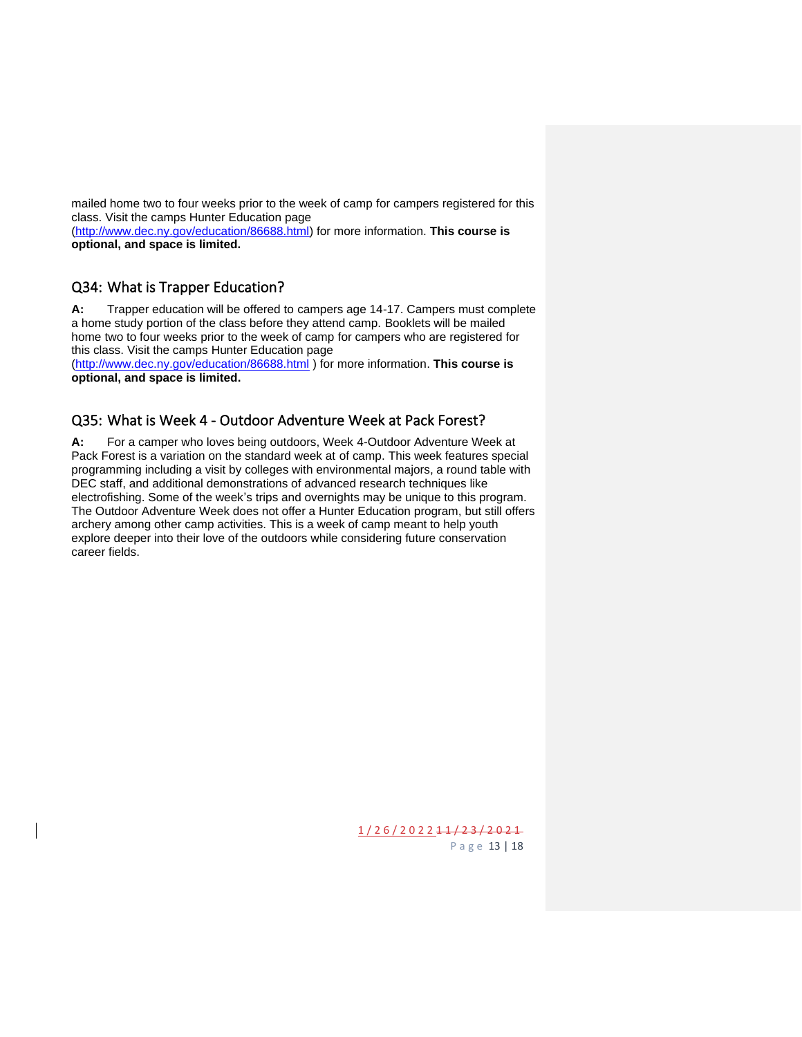mailed home two to four weeks prior to the week of camp for campers registered for this class. Visit the camps Hunter Education page (http://www.dec.ny.gov/education/86688.html) for more information. **This course is optional, and space is limited.**

## Q34: What is Trapper Education?

**A:** Trapper education will be offered to campers age 14-17. Campers must complete a home study portion of the class before they attend camp. Booklets will be mailed home two to four weeks prior to the week of camp for campers who are registered for this class. Visit the camps Hunter Education page (http://www.dec.ny.gov/education/86688.html ) for more information. **This course is optional, and space is limited.**

## Q35: What is Week 4 - Outdoor Adventure Week at Pack Forest?

**A:** For a camper who loves being outdoors, Week 4-Outdoor Adventure Week at Pack Forest is a variation on the standard week at of camp. This week features special programming including a visit by colleges with environmental majors, a round table with DEC staff, and additional demonstrations of advanced research techniques like electrofishing. Some of the week's trips and overnights may be unique to this program. The Outdoor Adventure Week does not offer a Hunter Education program, but still offers archery among other camp activities. This is a week of camp meant to help youth explore deeper into their love of the outdoors while considering future conservation career fields.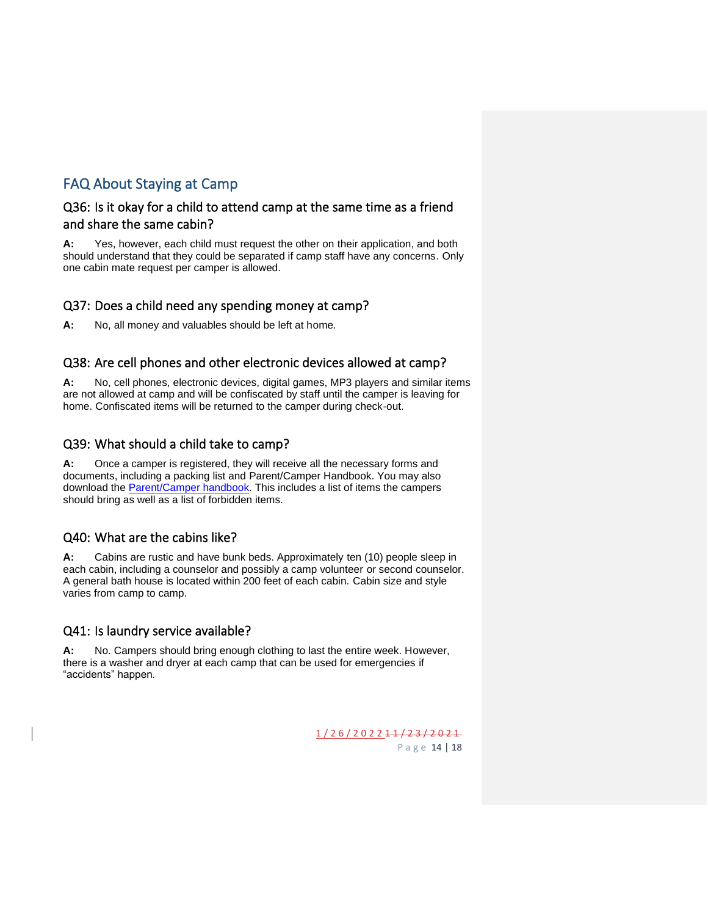## FAQ About Staying at Camp

### Q36: Is it okay for a child to attend camp at the same time as a friend and share the same cabin?

**A:** Yes, however, each child must request the other on their application, and both should understand that they could be separated if camp staff have any concerns. Only one cabin mate request per camper is allowed.

### Q37: Does a child need any spending money at camp?

**A:** No, all money and valuables should be left at home.

### Q38: Are cell phones and other electronic devices allowed at camp?

**A:** No, cell phones, electronic devices, digital games, MP3 players and similar items are not allowed at camp and will be confiscated by staff until the camper is leaving for home. Confiscated items will be returned to the camper during check-out.

### Q39: What should a child take to camp?

**A:** Once a camper is registered, they will receive all the necessary forms and documents, including a packing list and Parent/Camper Handbook. You may also download the [Parent/Camper handbook](). This includes a list of items the campers should bring as well as a list of forbidden items.

### Q40: What are the cabins like?

**A:** Cabins are rustic and have bunk beds. Approximately ten (10) people sleep in each cabin, including a counselor and possibly a camp volunteer or second counselor. A general bath house is located within 200 feet of each cabin. Cabin size and style varies from camp to camp.

### Q41: Is laundry service available?

**A:** No. Campers should bring enough clothing to last the entire week. However, there is a washer and dryer at each camp that can be used for emergencies if "accidents" happen.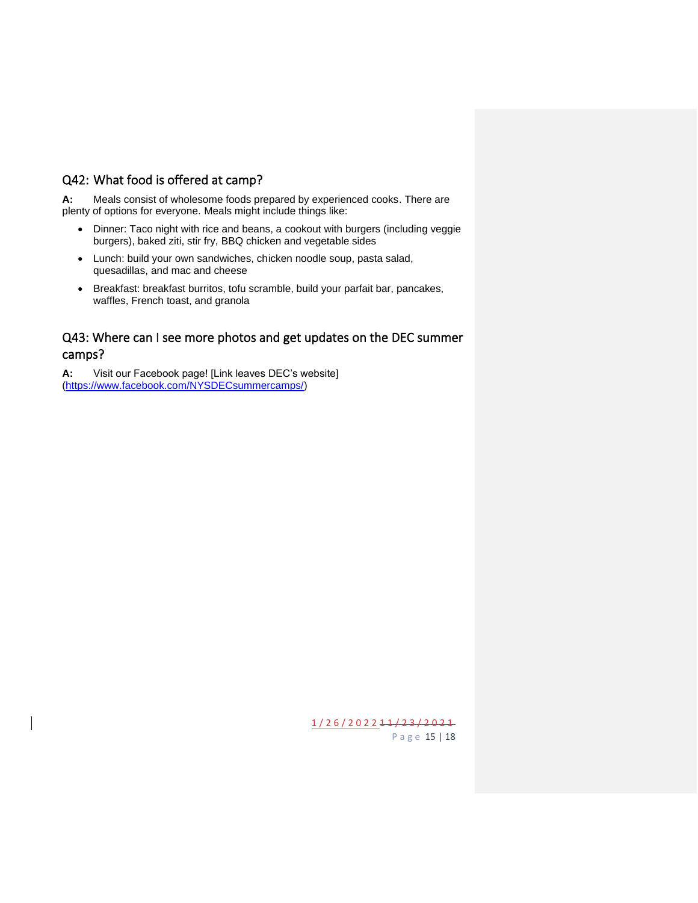## Q42: What food is offered at camp?

**A:** Meals consist of wholesome foods prepared by experienced cooks. There are plenty of options for everyone. Meals might include things like:

- Dinner: Taco night with rice and beans, a cookout with burgers (including veggie burgers), baked ziti, stir fry, BBQ chicken and vegetable sides
- Lunch: build your own sandwiches, chicken noodle soup, pasta salad, quesadillas, and mac and cheese
- Breakfast: breakfast burritos, tofu scramble, build your parfait bar, pancakes, waffles, French toast, and granola

## Q43: Where can I see more photos and get updates on the DEC summer camps?

**A:** Visit our Facebook page! [Link leaves DEC's website] (https://www.facebook.com/NYSDECsummercamps/)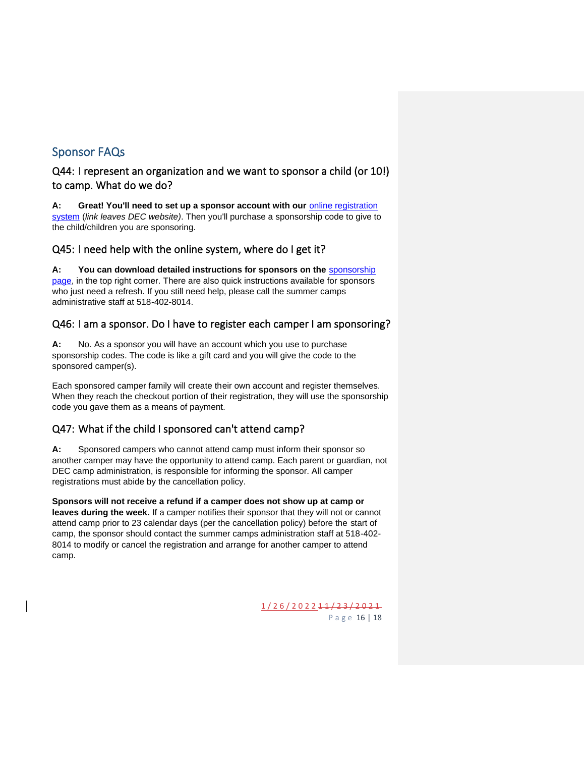## Sponsor FAQs

### Q44: I represent an organization and we want to sponsor a child (or 10!) to camp. What do we do?

**A: Great! You'll need to set up a sponsor account with our** online registration system (*link leaves DEC website)*. Then you'll purchase a sponsorship code to give to the child/children you are sponsoring.

### Q45: I need help with the online system, where do I get it?

**A: You can download detailed instructions for sponsors on the** sponsorship page, in the top right corner. There are also quick instructions available for sponsors who just need a refresh. If you still need help, please call the summer camps administrative staff at 518-402-8014.

### Q46: I am a sponsor. Do I have to register each camper I am sponsoring?

**A:** No. As a sponsor you will have an account which you use to purchase sponsorship codes. The code is like a gift card and you will give the code to the sponsored camper(s).

Each sponsored camper family will create their own account and register themselves. When they reach the checkout portion of their registration, they will use the sponsorship code you gave them as a means of payment.

### Q47: What if the child I sponsored can't attend camp?

**A:** Sponsored campers who cannot attend camp must inform their sponsor so another camper may have the opportunity to attend camp. Each parent or guardian, not DEC camp administration, is responsible for informing the sponsor. All camper registrations must abide by the cancellation policy.

**Sponsors will not receive a refund if a camper does not show up at camp or leaves during the week.** If a camper notifies their sponsor that they will not or cannot attend camp prior to 23 calendar days (per the cancellation policy) before the start of camp, the sponsor should contact the summer camps administration staff at 518-402-8014 to modify or cancel the registration and arrange for another camper to attend camp.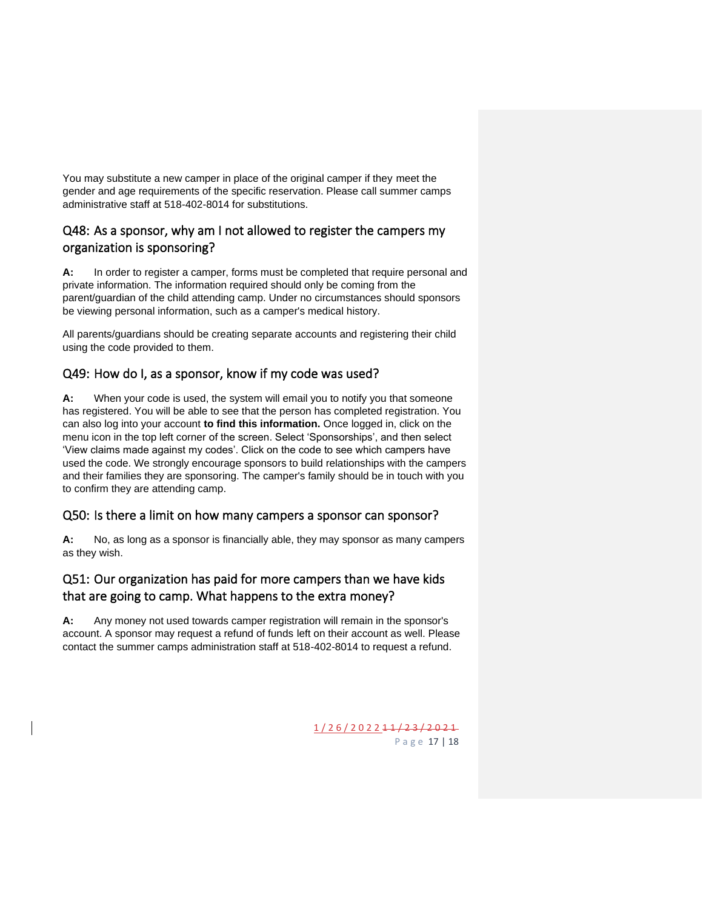You may substitute a new camper in place of the original camper if they meet the gender and age requirements of the specific reservation. Please call summer camps administrative staff at 518-402-8014 for substitutions.

## Q48: As a sponsor, why am I not allowed to register the campers my organization is sponsoring?

**A:** In order to register a camper, forms must be completed that require personal and private information. The information required should only be coming from the parent/guardian of the child attending camp. Under no circumstances should sponsors be viewing personal information, such as a camper's medical history.

All parents/guardians should be creating separate accounts and registering their child using the code provided to them.

## Q49: How do I, as a sponsor, know if my code was used?

**A:** When your code is used, the system will email you to notify you that someone has registered. You will be able to see that the person has completed registration. You can also log into your account **to find this information.** Once logged in, click on the menu icon in the top left corner of the screen. Select 'Sponsorships', and then select 'View claims made against my codes'. Click on the code to see which campers have used the code. We strongly encourage sponsors to build relationships with the campers and their families they are sponsoring. The camper's family should be in touch with you to confirm they are attending camp.

## Q50: Is there a limit on how many campers a sponsor can sponsor?

**A:** No, as long as a sponsor is financially able, they may sponsor as many campers as they wish.

## Q51: Our organization has paid for more campers than we have kids that are going to camp. What happens to the extra money?

**A:** Any money not used towards camper registration will remain in the sponsor's account. A sponsor may request a refund of funds left on their account as well. Please contact the summer camps administration staff at 518-402-8014 to request a refund.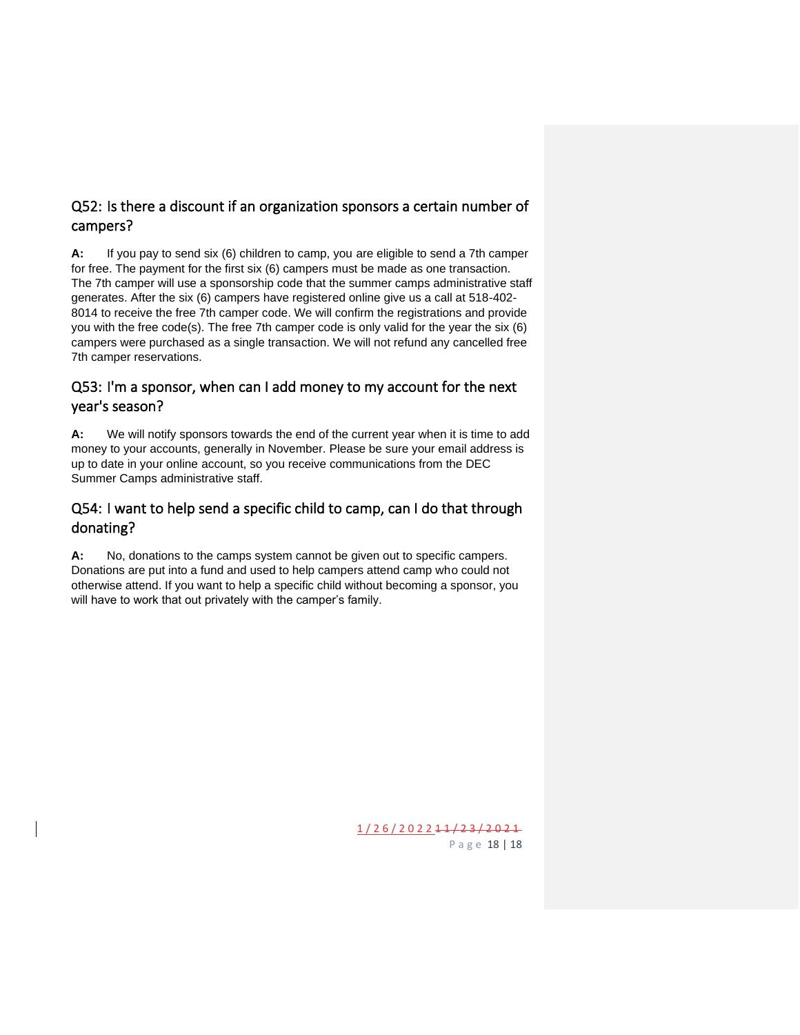## Q52: Is there a discount if an organization sponsors a certain number of campers?

**A:** If you pay to send six (6) children to camp, you are eligible to send a 7th camper for free. The payment for the first six (6) campers must be made as one transaction. The 7th camper will use a sponsorship code that the summer camps administrative staff generates. After the six (6) campers have registered online give us a call at 518-402-8014 to receive the free 7th camper code. We will confirm the registrations and provide you with the free code(s). The free 7th camper code is only valid for the year the six (6) campers were purchased as a single transaction. We will not refund any cancelled free 7th camper reservations.

## Q53: I'm a sponsor, when can I add money to my account for the next year's season?

**A:** We will notify sponsors towards the end of the current year when it is time to add money to your accounts, generally in November. Please be sure your email address is up to date in your online account, so you receive communications from the DEC Summer Camps administrative staff.

## Q54: I want to help send a specific child to camp, can I do that through donating?

**A:** No, donations to the camps system cannot be given out to specific campers. Donations are put into a fund and used to help campers attend camp who could not otherwise attend. If you want to help a specific child without becoming a sponsor, you will have to work that out privately with the camper's family.